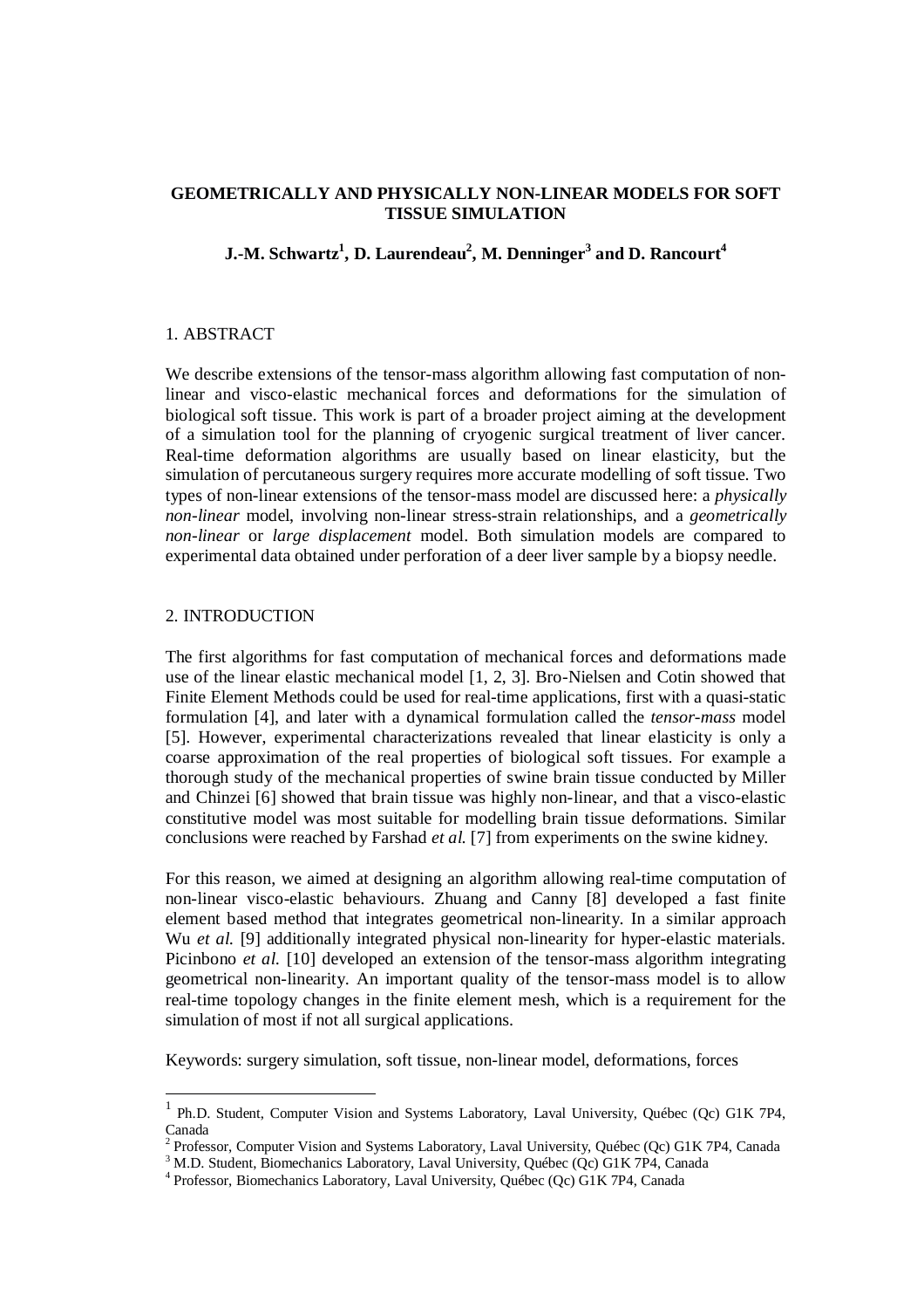# GEOMETRICALLY AND PHYSICALLY NON-LINEAR MODELS FOR SOFT TISSUE SIMULATION

**J.-M. Schwartz[1], D. Laurendeau[2], M. Denninger[3] and D. Rancourt[4]**

## 1. ABSTRACT

We describe extensions of the tensor-mass algorithm allowing fast computation of non-linear and visco-elastic mechanical forces and deformations for the simulation of biological soft tissue. This work is part of a broader project aiming at the development of a simulation tool for the planning of cryogenic surgical treatment of liver cancer. Real-time deformation algorithms are usually based on linear elasticity, but the simulation of percutaneous surgery requires more accurate modelling of soft tissue. Two types of non-linear extensions of the tensor-mass model are discussed here: a *physically non-linear* model, involving non-linear stress-strain relationships, and a *geometrically non-linear* or *large displacement* model. Both simulation models are compared to experimental data obtained under perforation of a deer liver sample by a biopsy needle.

## 2. INTRODUCTION

The first algorithms for fast computation of mechanical forces and deformations made use of the linear elastic mechanical model [1, 2, 3]. Bro-Nielsen and Cotin showed that Finite Element Methods could be used for real-time applications, first with a quasi-static formulation [4], and later with a dynamical formulation called the *tensor-mass* model [5]. However, experimental characterizations revealed that linear elasticity is only a coarse approximation of the real properties of biological soft tissues. For example a thorough study of the mechanical properties of swine brain tissue conducted by Miller and Chinzei [6] showed that brain tissue was highly non-linear, and that a visco-elastic constitutive model was most suitable for modelling brain tissue deformations. Similar conclusions were reached by Farshad *et al.* [7] from experiments on the swine kidney.

For this reason, we aimed at designing an algorithm allowing real-time computation of non-linear visco-elastic behaviours. Zhuang and Canny [8] developed a fast finite element based method that integrates geometrical non-linearity. In a similar approach Wu *et al.* [9] additionally integrated physical non-linearity for hyper-elastic materials. Picinbono *et al.* [10] developed an extension of the tensor-mass algorithm integrating geometrical non-linearity. An important quality of the tensor-mass model is to allow real-time topology changes in the finite element mesh, which is a requirement for the simulation of most if not all surgical applications.

Keywords: surgery simulation, soft tissue, non-linear model, deformations, forces

---

[1] Ph.D. Student, Computer Vision and Systems Laboratory, Laval University, Québec (Qc) G1K 7P4, Canada

[2] Professor, Computer Vision and Systems Laboratory, Laval University, Québec (Qc) G1K 7P4, Canada

[3] M.D. Student, Biomechanics Laboratory, Laval University, Québec (Qc) G1K 7P4, Canada

[4] Professor, Biomechanics Laboratory, Laval University, Québec (Qc) G1K 7P4, Canada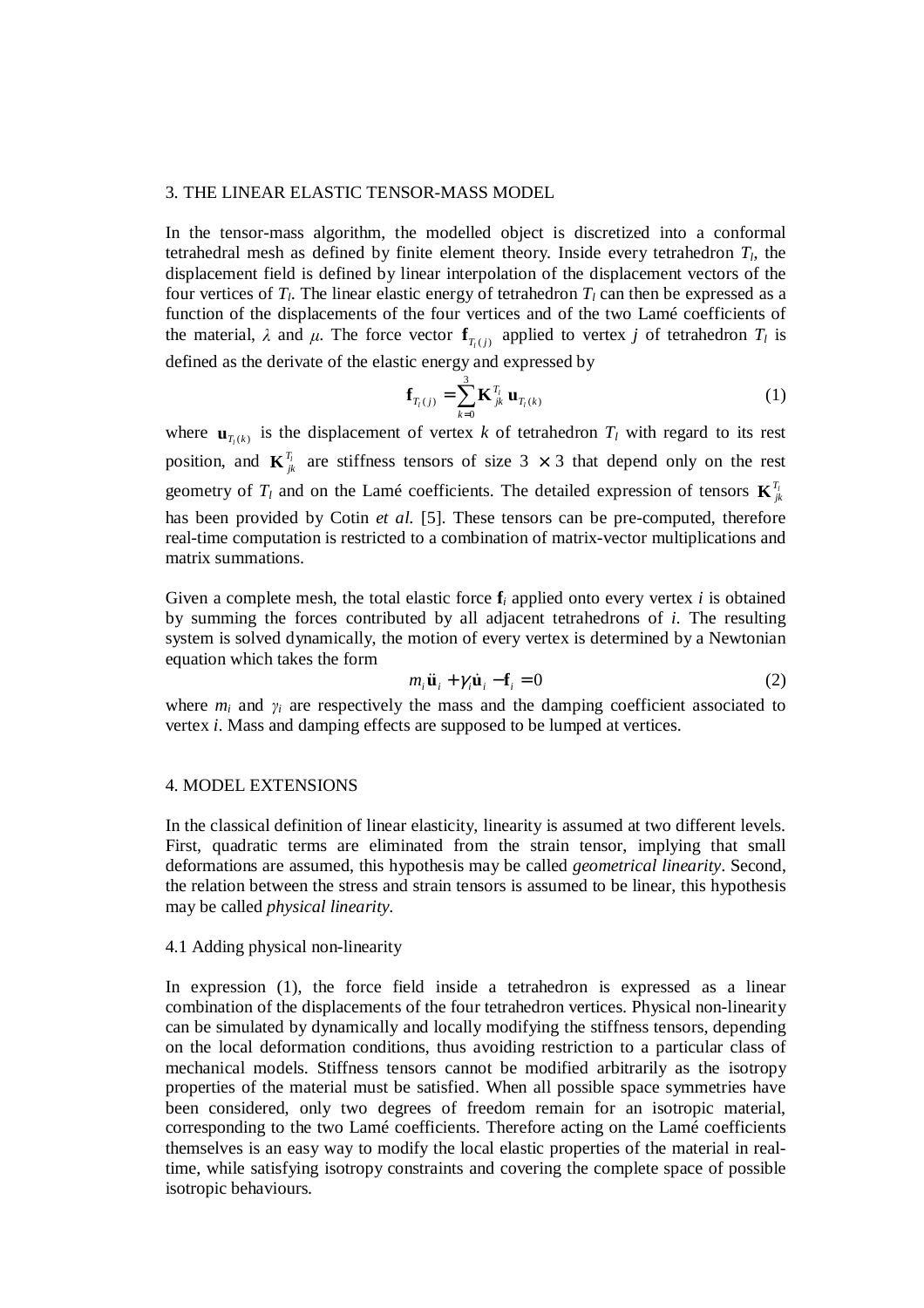## 3. THE LINEAR ELASTIC TENSOR-MASS MODEL

In the tensor-mass algorithm, the modelled object is discretized into a conformal tetrahedral mesh as defined by finite element theory. Inside every tetrahedron $T_l$, the displacement field is defined by linear interpolation of the displacement vectors of the four vertices of $T_l$. The linear elastic energy of tetrahedron $T_l$ can then be expressed as a function of the displacements of the four vertices and of the two Lamé coefficients of the material, $\lambda$ and $\mu$. The force vector $\mathbf{f}_{T_l(j)}$ applied to vertex $j$ of tetrahedron $T_l$ is defined as the derivate of the elastic energy and expressed by

$$\mathbf{f}_{T_l(j)} = \sum_{k=0}^{3} \mathbf{K}_{jk}^{T_l}\, \mathbf{u}_{T_l(k)} \tag{1}$$

where $\mathbf{u}_{T_l(k)}$ is the displacement of vertex $k$ of tetrahedron $T_l$ with regard to its rest position, and $\mathbf{K}_{jk}^{T_l}$ are stiffness tensors of size $3 \times 3$ that depend only on the rest geometry of $T_l$ and on the Lamé coefficients. The detailed expression of tensors $\mathbf{K}_{jk}^{T_l}$ has been provided by Cotin *et al.* [5]. These tensors can be pre-computed, therefore real-time computation is restricted to a combination of matrix-vector multiplications and matrix summations.

Given a complete mesh, the total elastic force $\mathbf{f}_i$ applied onto every vertex $i$ is obtained by summing the forces contributed by all adjacent tetrahedrons of $i$. The resulting system is solved dynamically, the motion of every vertex is determined by a Newtonian equation which takes the form

$$m_i \ddot{\mathbf{u}}_i + \gamma_i \dot{\mathbf{u}}_i - \mathbf{f}_i = 0 \tag{2}$$

where $m_i$ and $\gamma_i$ are respectively the mass and the damping coefficient associated to vertex $i$. Mass and damping effects are supposed to be lumped at vertices.

## 4. MODEL EXTENSIONS

In the classical definition of linear elasticity, linearity is assumed at two different levels. First, quadratic terms are eliminated from the strain tensor, implying that small deformations are assumed, this hypothesis may be called *geometrical linearity*. Second, the relation between the stress and strain tensors is assumed to be linear, this hypothesis may be called *physical linearity*.

### 4.1 Adding physical non-linearity

In expression (1), the force field inside a tetrahedron is expressed as a linear combination of the displacements of the four tetrahedron vertices. Physical non-linearity can be simulated by dynamically and locally modifying the stiffness tensors, depending on the local deformation conditions, thus avoiding restriction to a particular class of mechanical models. Stiffness tensors cannot be modified arbitrarily as the isotropy properties of the material must be satisfied. When all possible space symmetries have been considered, only two degrees of freedom remain for an isotropic material, corresponding to the two Lamé coefficients. Therefore acting on the Lamé coefficients themselves is an easy way to modify the local elastic properties of the material in real-time, while satisfying isotropy constraints and covering the complete space of possible isotropic behaviours.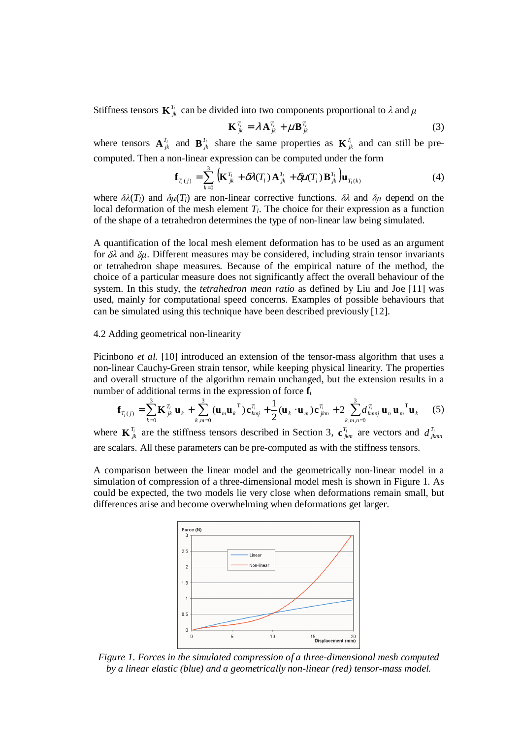Stiffness tensors $\mathbf{K}_{jk}^{T_l}$ can be divided into two components proportional to $\lambda$ and $\mu$

$$\mathbf{K}_{jk}^{T_l} = \lambda \mathbf{A}_{jk}^{T_l} + \mu \mathbf{B}_{jk}^{T_l} \tag{3}$$

where tensors $\mathbf{A}_{jk}^{T_l}$ and $\mathbf{B}_{jk}^{T_l}$ share the same properties as $\mathbf{K}_{jk}^{T_l}$ and can still be pre-computed. Then a non-linear expression can be computed under the form

$$\mathbf{f}_{T_l(j)} = \sum_{k=0}^{3} \left( \mathbf{K}_{jk}^{T_l} + \delta\lambda(T_l)\,\mathbf{A}_{jk}^{T_l} + \delta\mu(T_l)\,\mathbf{B}_{jk}^{T_l} \right) \mathbf{u}_{T_l(k)} \tag{4}$$

where $\delta\lambda(T_l)$ and $\delta\mu(T_l)$ are non-linear corrective functions. $\delta\lambda$ and $\delta\mu$ depend on the local deformation of the mesh element $T_l$. The choice for their expression as a function of the shape of a tetrahedron determines the type of non-linear law being simulated.

A quantification of the local mesh element deformation has to be used as an argument for $\delta\lambda$ and $\delta\mu$. Different measures may be considered, including strain tensor invariants or tetrahedron shape measures. Because of the empirical nature of the method, the choice of a particular measure does not significantly affect the overall behaviour of the system. In this study, the *tetrahedron mean ratio* as defined by Liu and Joe [11] was used, mainly for computational speed concerns. Examples of possible behaviours that can be simulated using this technique have been described previously [12].

### 4.2 Adding geometrical non-linearity

Picinbono *et al.* [10] introduced an extension of the tensor-mass algorithm that uses a non-linear Cauchy-Green strain tensor, while keeping physical linearity. The properties and overall structure of the algorithm remain unchanged, but the extension results in a number of additional terms in the expression of force $\mathbf{f}_i$

$$\mathbf{f}_{T_l(j)} = \sum_{k=0}^{3} \mathbf{K}_{jk}^{T_l}\,\mathbf{u}_k + \sum_{k,m=0}^{3} (\mathbf{u}_m \mathbf{u}_k^{\mathrm{T}})\,\mathbf{c}_{kmj}^{T_l} + \frac{1}{2}(\mathbf{u}_k \cdot \mathbf{u}_m)\,\mathbf{c}_{jkm}^{T_l} + 2\sum_{k,m,n=0}^{3} d_{kmnj}^{T_l}\,\mathbf{u}_n\,\mathbf{u}_m^{\mathrm{T}}\,\mathbf{u}_k \tag{5}$$

where $\mathbf{K}_{jk}^{T_l}$ are the stiffness tensors described in Section 3, $\mathbf{c}_{jkm}^{T_l}$ are vectors and $d_{jkmn}^{T_l}$ are scalars. All these parameters can be pre-computed as with the stiffness tensors.

A comparison between the linear model and the geometrically non-linear model in a simulation of compression of a three-dimensional model mesh is shown in Figure 1. As could be expected, the two models lie very close when deformations remain small, but differences arise and become overwhelming when deformations get larger.

*Figure 1. Forces in the simulated compression of a three-dimensional mesh computed by a linear elastic (blue) and a geometrically non-linear (red) tensor-mass model.*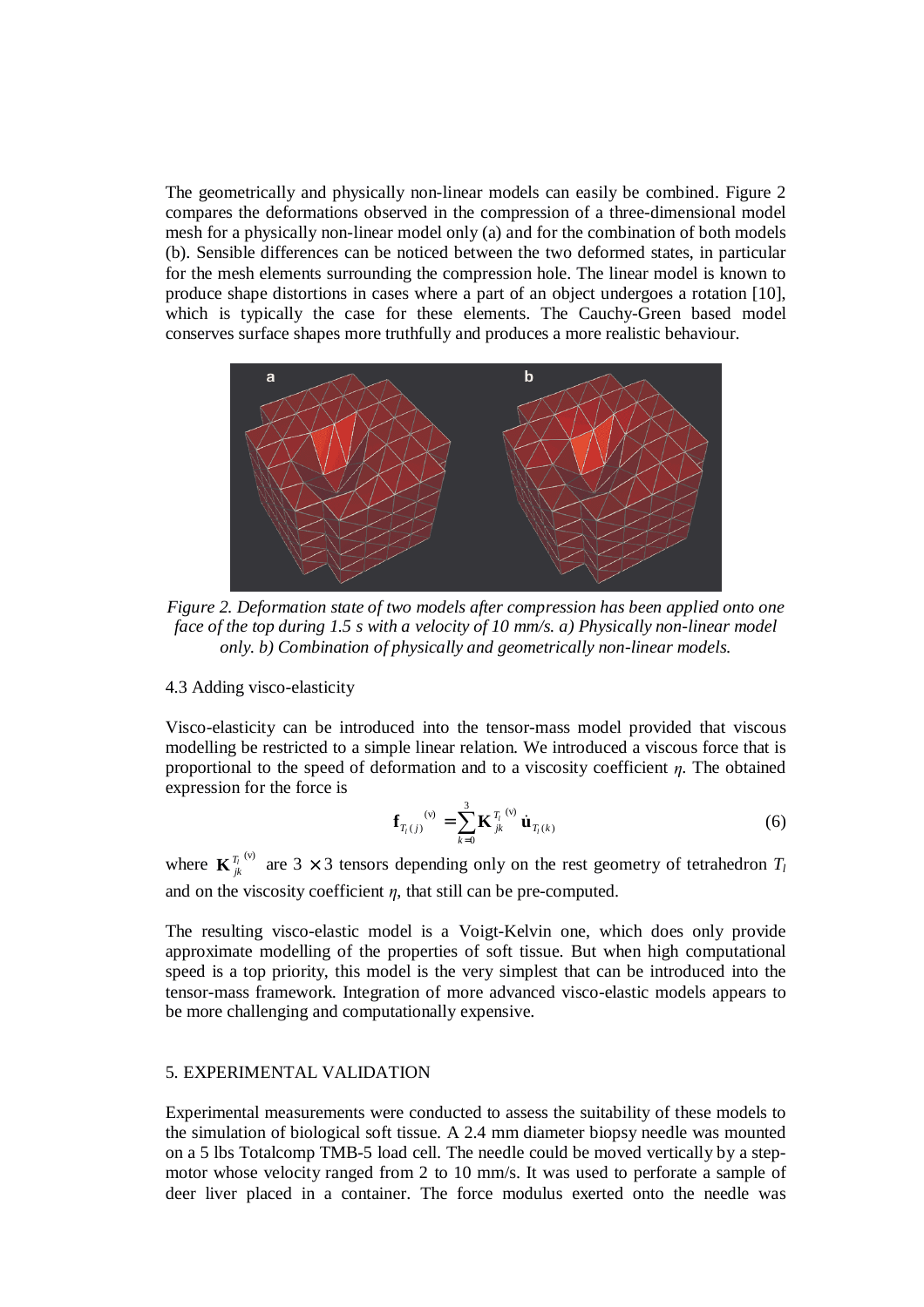The geometrically and physically non-linear models can easily be combined. Figure 2 compares the deformations observed in the compression of a three-dimensional model mesh for a physically non-linear model only (a) and for the combination of both models (b). Sensible differences can be noticed between the two deformed states, in particular for the mesh elements surrounding the compression hole. The linear model is known to produce shape distortions in cases where a part of an object undergoes a rotation [10], which is typically the case for these elements. The Cauchy-Green based model conserves surface shapes more truthfully and produces a more realistic behaviour.

*Figure 2. Deformation state of two models after compression has been applied onto one face of the top during 1.5 s with a velocity of 10 mm/s. a) Physically non-linear model only. b) Combination of physically and geometrically non-linear models.*

## 4.3 Adding visco-elasticity

Visco-elasticity can be introduced into the tensor-mass model provided that viscous modelling be restricted to a simple linear relation. We introduced a viscous force that is proportional to the speed of deformation and to a viscosity coefficient $\eta$. The obtained expression for the force is

$$\mathbf{f}_{T_l(j)}^{(v)} = \sum_{k=0}^{3} \mathbf{K}_{jk}^{T_l\,(v)} \, \dot{\mathbf{u}}_{T_l(k)} \tag{6}$$

where $\mathbf{K}_{jk}^{T_l\,(v)}$ are $3 \times 3$ tensors depending only on the rest geometry of tetrahedron $T_l$ and on the viscosity coefficient $\eta$, that still can be pre-computed.

The resulting visco-elastic model is a Voigt-Kelvin one, which does only provide approximate modelling of the properties of soft tissue. But when high computational speed is a top priority, this model is the very simplest that can be introduced into the tensor-mass framework. Integration of more advanced visco-elastic models appears to be more challenging and computationally expensive.

## 5. EXPERIMENTAL VALIDATION

Experimental measurements were conducted to assess the suitability of these models to the simulation of biological soft tissue. A 2.4 mm diameter biopsy needle was mounted on a 5 lbs Totalcomp TMB-5 load cell. The needle could be moved vertically by a step-motor whose velocity ranged from 2 to 10 mm/s. It was used to perforate a sample of deer liver placed in a container. The force modulus exerted onto the needle was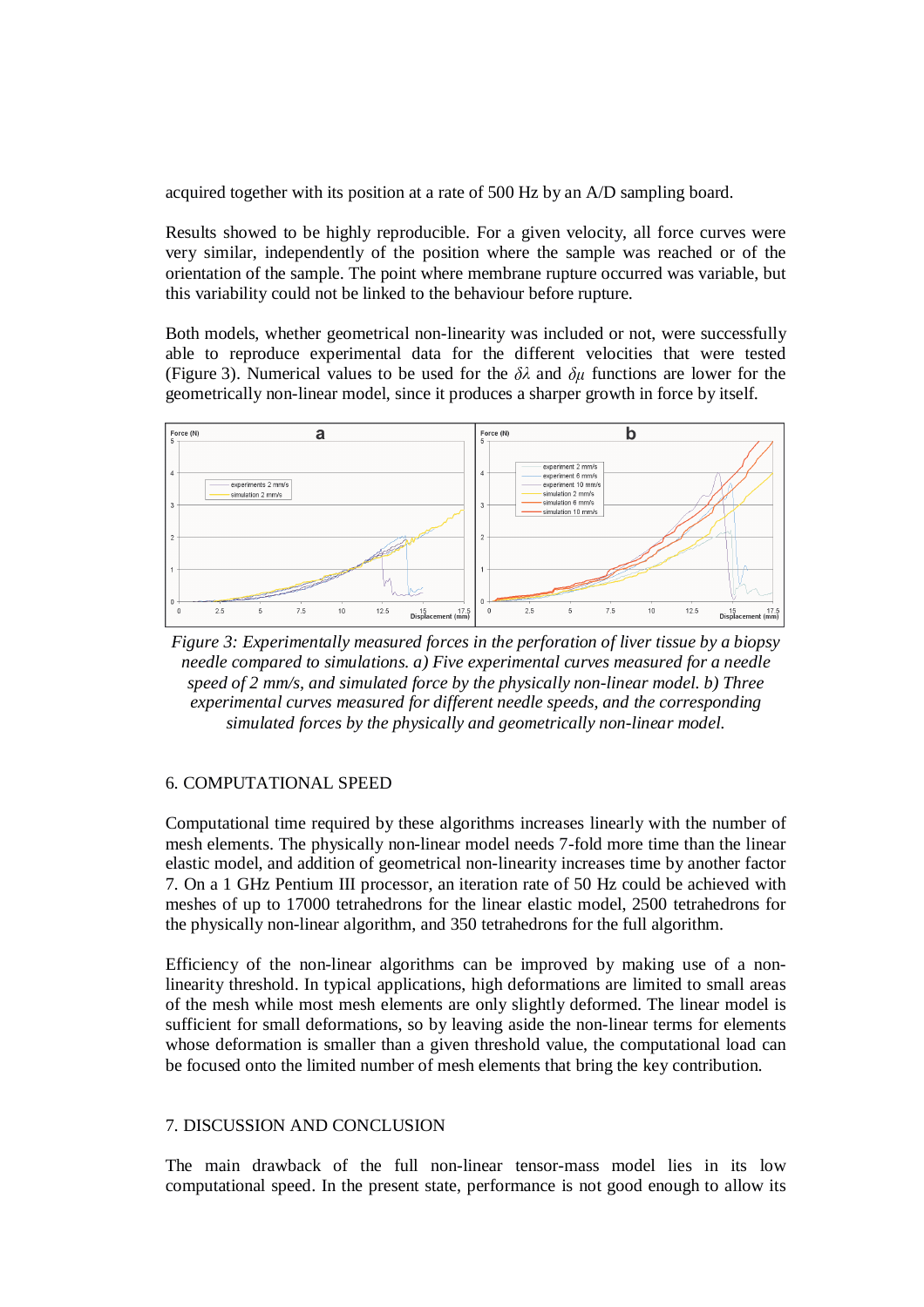acquired together with its position at a rate of 500 Hz by an A/D sampling board.

Results showed to be highly reproducible. For a given velocity, all force curves were very similar, independently of the position where the sample was reached or of the orientation of the sample. The point where membrane rupture occurred was variable, but this variability could not be linked to the behaviour before rupture.

Both models, whether geometrical non-linearity was included or not, were successfully able to reproduce experimental data for the different velocities that were tested (Figure 3). Numerical values to be used for the $\delta\lambda$ and $\delta\mu$ functions are lower for the geometrically non-linear model, since it produces a sharper growth in force by itself.

*Figure 3: Experimentally measured forces in the perforation of liver tissue by a biopsy needle compared to simulations. a) Five experimental curves measured for a needle speed of 2 mm/s, and simulated force by the physically non-linear model. b) Three experimental curves measured for different needle speeds, and the corresponding simulated forces by the physically and geometrically non-linear model.*

## 6. COMPUTATIONAL SPEED

Computational time required by these algorithms increases linearly with the number of mesh elements. The physically non-linear model needs 7-fold more time than the linear elastic model, and addition of geometrical non-linearity increases time by another factor 7. On a 1 GHz Pentium III processor, an iteration rate of 50 Hz could be achieved with meshes of up to 17000 tetrahedrons for the linear elastic model, 2500 tetrahedrons for the physically non-linear algorithm, and 350 tetrahedrons for the full algorithm.

Efficiency of the non-linear algorithms can be improved by making use of a non-linearity threshold. In typical applications, high deformations are limited to small areas of the mesh while most mesh elements are only slightly deformed. The linear model is sufficient for small deformations, so by leaving aside the non-linear terms for elements whose deformation is smaller than a given threshold value, the computational load can be focused onto the limited number of mesh elements that bring the key contribution.

## 7. DISCUSSION AND CONCLUSION

The main drawback of the full non-linear tensor-mass model lies in its low computational speed. In the present state, performance is not good enough to allow its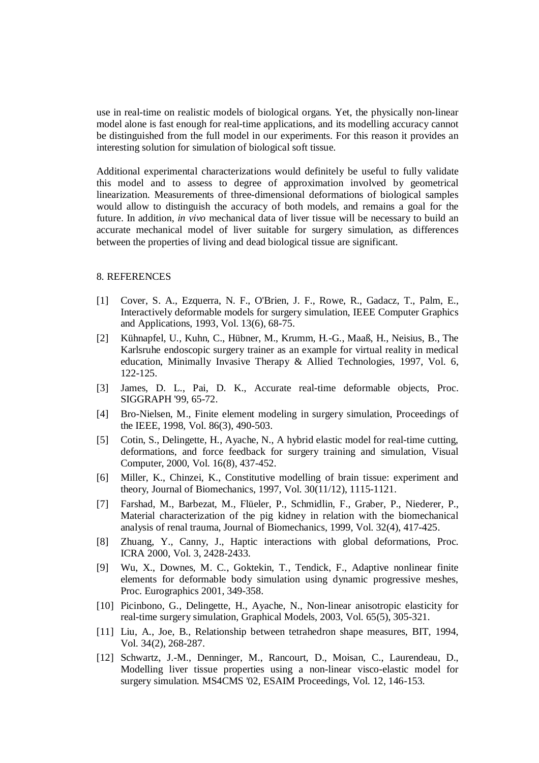use in real-time on realistic models of biological organs. Yet, the physically non-linear model alone is fast enough for real-time applications, and its modelling accuracy cannot be distinguished from the full model in our experiments. For this reason it provides an interesting solution for simulation of biological soft tissue.

Additional experimental characterizations would definitely be useful to fully validate this model and to assess to degree of approximation involved by geometrical linearization. Measurements of three-dimensional deformations of biological samples would allow to distinguish the accuracy of both models, and remains a goal for the future. In addition, *in vivo* mechanical data of liver tissue will be necessary to build an accurate mechanical model of liver suitable for surgery simulation, as differences between the properties of living and dead biological tissue are significant.

## 8. REFERENCES

[1] Cover, S. A., Ezquerra, N. F., O'Brien, J. F., Rowe, R., Gadacz, T., Palm, E., Interactively deformable models for surgery simulation, IEEE Computer Graphics and Applications, 1993, Vol. 13(6), 68-75.

[2] Kühnapfel, U., Kuhn, C., Hübner, M., Krumm, H.-G., Maaß, H., Neisius, B., The Karlsruhe endoscopic surgery trainer as an example for virtual reality in medical education, Minimally Invasive Therapy & Allied Technologies, 1997, Vol. 6, 122-125.

[3] James, D. L., Pai, D. K., Accurate real-time deformable objects, Proc. SIGGRAPH '99, 65-72.

[4] Bro-Nielsen, M., Finite element modeling in surgery simulation, Proceedings of the IEEE, 1998, Vol. 86(3), 490-503.

[5] Cotin, S., Delingette, H., Ayache, N., A hybrid elastic model for real-time cutting, deformations, and force feedback for surgery training and simulation, Visual Computer, 2000, Vol. 16(8), 437-452.

[6] Miller, K., Chinzei, K., Constitutive modelling of brain tissue: experiment and theory, Journal of Biomechanics, 1997, Vol. 30(11/12), 1115-1121.

[7] Farshad, M., Barbezat, M., Flüeler, P., Schmidlin, F., Graber, P., Niederer, P., Material characterization of the pig kidney in relation with the biomechanical analysis of renal trauma, Journal of Biomechanics, 1999, Vol. 32(4), 417-425.

[8] Zhuang, Y., Canny, J., Haptic interactions with global deformations, Proc. ICRA 2000, Vol. 3, 2428-2433.

[9] Wu, X., Downes, M. C., Goktekin, T., Tendick, F., Adaptive nonlinear finite elements for deformable body simulation using dynamic progressive meshes, Proc. Eurographics 2001, 349-358.

[10] Picinbono, G., Delingette, H., Ayache, N., Non-linear anisotropic elasticity for real-time surgery simulation, Graphical Models, 2003, Vol. 65(5), 305-321.

[11] Liu, A., Joe, B., Relationship between tetrahedron shape measures, BIT, 1994, Vol. 34(2), 268-287.

[12] Schwartz, J.-M., Denninger, M., Rancourt, D., Moisan, C., Laurendeau, D., Modelling liver tissue properties using a non-linear visco-elastic model for surgery simulation. MS4CMS '02, ESAIM Proceedings, Vol. 12, 146-153.